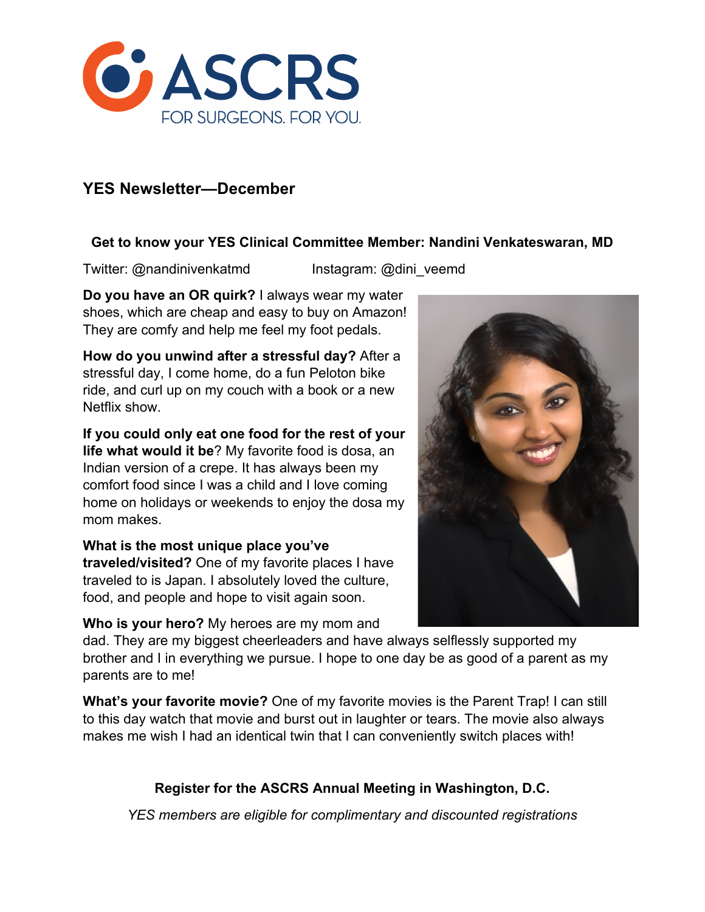ASCRS

FOR SURGEONS. FOR YOU.

## YES Newsletter—December

### Get to know your YES Clinical Committee Member: Nandini Venkateswaran, MD

Twitter: @nandinivenkatmd Instagram: @dini_veemd

**Do you have an OR quirk?** I always wear my water shoes, which are cheap and easy to buy on Amazon! They are comfy and help me feel my foot pedals.

**How do you unwind after a stressful day?** After a stressful day, I come home, do a fun Peloton bike ride, and curl up on my couch with a book or a new Netflix show.

**If you could only eat one food for the rest of your life what would it be**? My favorite food is dosa, an Indian version of a crepe. It has always been my comfort food since I was a child and I love coming home on holidays or weekends to enjoy the dosa my mom makes.

**What is the most unique place you've traveled/visited?** One of my favorite places I have traveled to is Japan. I absolutely loved the culture, food, and people and hope to visit again soon.

**Who is your hero?** My heroes are my mom and dad. They are my biggest cheerleaders and have always selflessly supported my brother and I in everything we pursue. I hope to one day be as good of a parent as my parents are to me!

**What's your favorite movie?** One of my favorite movies is the Parent Trap! I can still to this day watch that movie and burst out in laughter or tears. The movie also always makes me wish I had an identical twin that I can conveniently switch places with!

**Register for the ASCRS Annual Meeting in Washington, D.C.**

*YES members are eligible for complimentary and discounted registrations*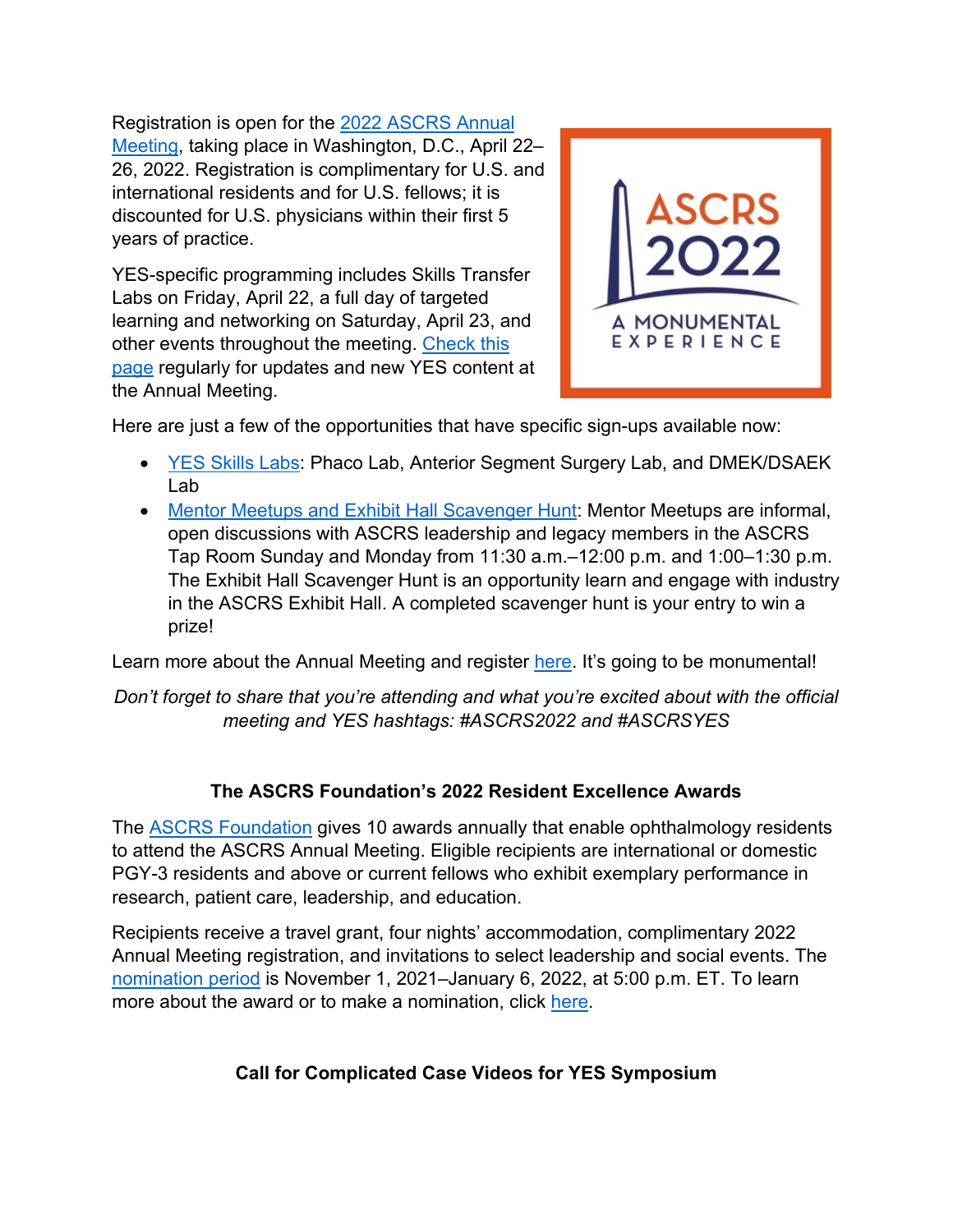Registration is open for the 2022 ASCRS Annual Meeting, taking place in Washington, D.C., April 22–26, 2022. Registration is complimentary for U.S. and international residents and for U.S. fellows; it is discounted for U.S. physicians within their first 5 years of practice.

YES-specific programming includes Skills Transfer Labs on Friday, April 22, a full day of targeted learning and networking on Saturday, April 23, and other events throughout the meeting. Check this page regularly for updates and new YES content at the Annual Meeting.

Here are just a few of the opportunities that have specific sign-ups available now:

- YES Skills Labs: Phaco Lab, Anterior Segment Surgery Lab, and DMEK/DSAEK Lab
- Mentor Meetups and Exhibit Hall Scavenger Hunt: Mentor Meetups are informal, open discussions with ASCRS leadership and legacy members in the ASCRS Tap Room Sunday and Monday from 11:30 a.m.–12:00 p.m. and 1:00–1:30 p.m. The Exhibit Hall Scavenger Hunt is an opportunity learn and engage with industry in the ASCRS Exhibit Hall. A completed scavenger hunt is your entry to win a prize!

Learn more about the Annual Meeting and register here. It's going to be monumental!

*Don't forget to share that you're attending and what you're excited about with the official meeting and YES hashtags: #ASCRS2022 and #ASCRSYES*

**The ASCRS Foundation's 2022 Resident Excellence Awards**

The ASCRS Foundation gives 10 awards annually that enable ophthalmology residents to attend the ASCRS Annual Meeting. Eligible recipients are international or domestic PGY-3 residents and above or current fellows who exhibit exemplary performance in research, patient care, leadership, and education.

Recipients receive a travel grant, four nights' accommodation, complimentary 2022 Annual Meeting registration, and invitations to select leadership and social events. The nomination period is November 1, 2021–January 6, 2022, at 5:00 p.m. ET. To learn more about the award or to make a nomination, click here.

**Call for Complicated Case Videos for YES Symposium**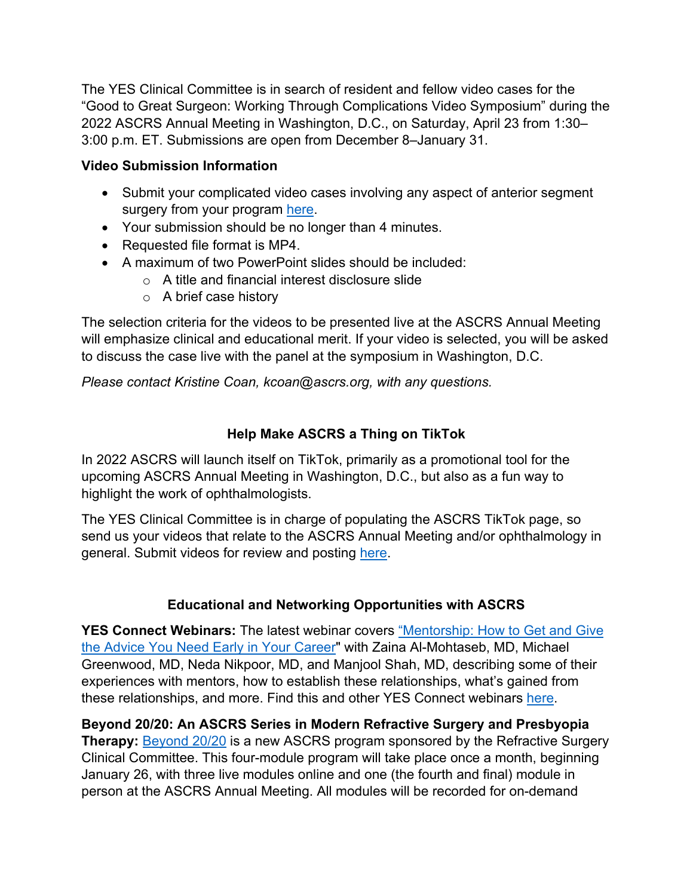The YES Clinical Committee is in search of resident and fellow video cases for the "Good to Great Surgeon: Working Through Complications Video Symposium" during the 2022 ASCRS Annual Meeting in Washington, D.C., on Saturday, April 23 from 1:30–3:00 p.m. ET. Submissions are open from December 8–January 31.

**Video Submission Information**

- Submit your complicated video cases involving any aspect of anterior segment surgery from your program here.
- Your submission should be no longer than 4 minutes.
- Requested file format is MP4.
- A maximum of two PowerPoint slides should be included:
  - A title and financial interest disclosure slide
  - A brief case history

The selection criteria for the videos to be presented live at the ASCRS Annual Meeting will emphasize clinical and educational merit. If your video is selected, you will be asked to discuss the case live with the panel at the symposium in Washington, D.C.

*Please contact Kristine Coan, kcoan@ascrs.org, with any questions.*

## Help Make ASCRS a Thing on TikTok

In 2022 ASCRS will launch itself on TikTok, primarily as a promotional tool for the upcoming ASCRS Annual Meeting in Washington, D.C., but also as a fun way to highlight the work of ophthalmologists.

The YES Clinical Committee is in charge of populating the ASCRS TikTok page, so send us your videos that relate to the ASCRS Annual Meeting and/or ophthalmology in general. Submit videos for review and posting here.

## Educational and Networking Opportunities with ASCRS

**YES Connect Webinars:** The latest webinar covers "Mentorship: How to Get and Give the Advice You Need Early in Your Career" with Zaina Al-Mohtaseb, MD, Michael Greenwood, MD, Neda Nikpoor, MD, and Manjool Shah, MD, describing some of their experiences with mentors, how to establish these relationships, what's gained from these relationships, and more. Find this and other YES Connect webinars here.

**Beyond 20/20: An ASCRS Series in Modern Refractive Surgery and Presbyopia Therapy:** Beyond 20/20 is a new ASCRS program sponsored by the Refractive Surgery Clinical Committee. This four-module program will take place once a month, beginning January 26, with three live modules online and one (the fourth and final) module in person at the ASCRS Annual Meeting. All modules will be recorded for on-demand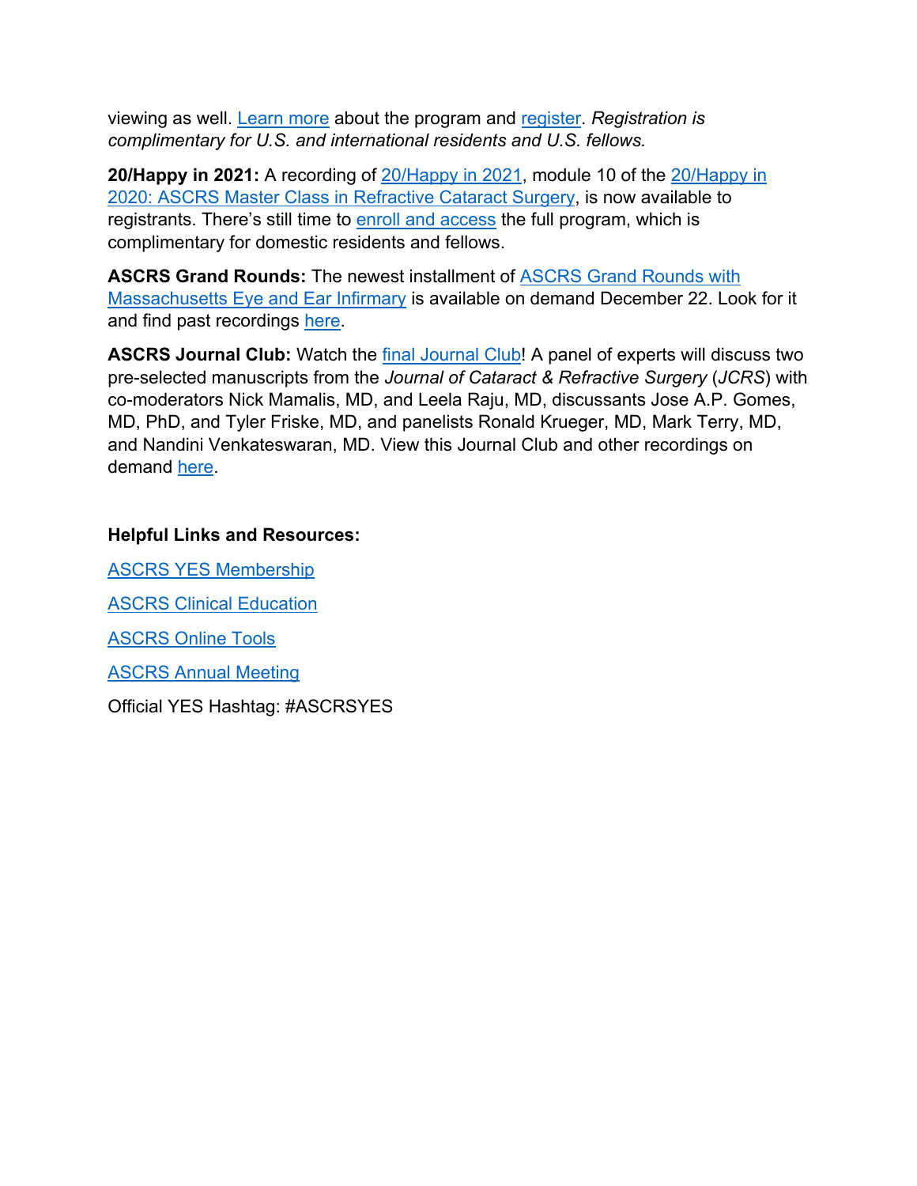viewing as well. Learn more about the program and register. *Registration is complimentary for U.S. and international residents and U.S. fellows.*

**20/Happy in 2021:** A recording of 20/Happy in 2021, module 10 of the 20/Happy in 2020: ASCRS Master Class in Refractive Cataract Surgery, is now available to registrants. There's still time to enroll and access the full program, which is complimentary for domestic residents and fellows.

**ASCRS Grand Rounds:** The newest installment of ASCRS Grand Rounds with Massachusetts Eye and Ear Infirmary is available on demand December 22. Look for it and find past recordings here.

**ASCRS Journal Club:** Watch the final Journal Club! A panel of experts will discuss two pre-selected manuscripts from the *Journal of Cataract & Refractive Surgery* (*JCRS*) with co-moderators Nick Mamalis, MD, and Leela Raju, MD, discussants Jose A.P. Gomes, MD, PhD, and Tyler Friske, MD, and panelists Ronald Krueger, MD, Mark Terry, MD, and Nandini Venkateswaran, MD. View this Journal Club and other recordings on demand here.

**Helpful Links and Resources:**

ASCRS YES Membership

ASCRS Clinical Education

ASCRS Online Tools

ASCRS Annual Meeting

Official YES Hashtag: #ASCRSYES